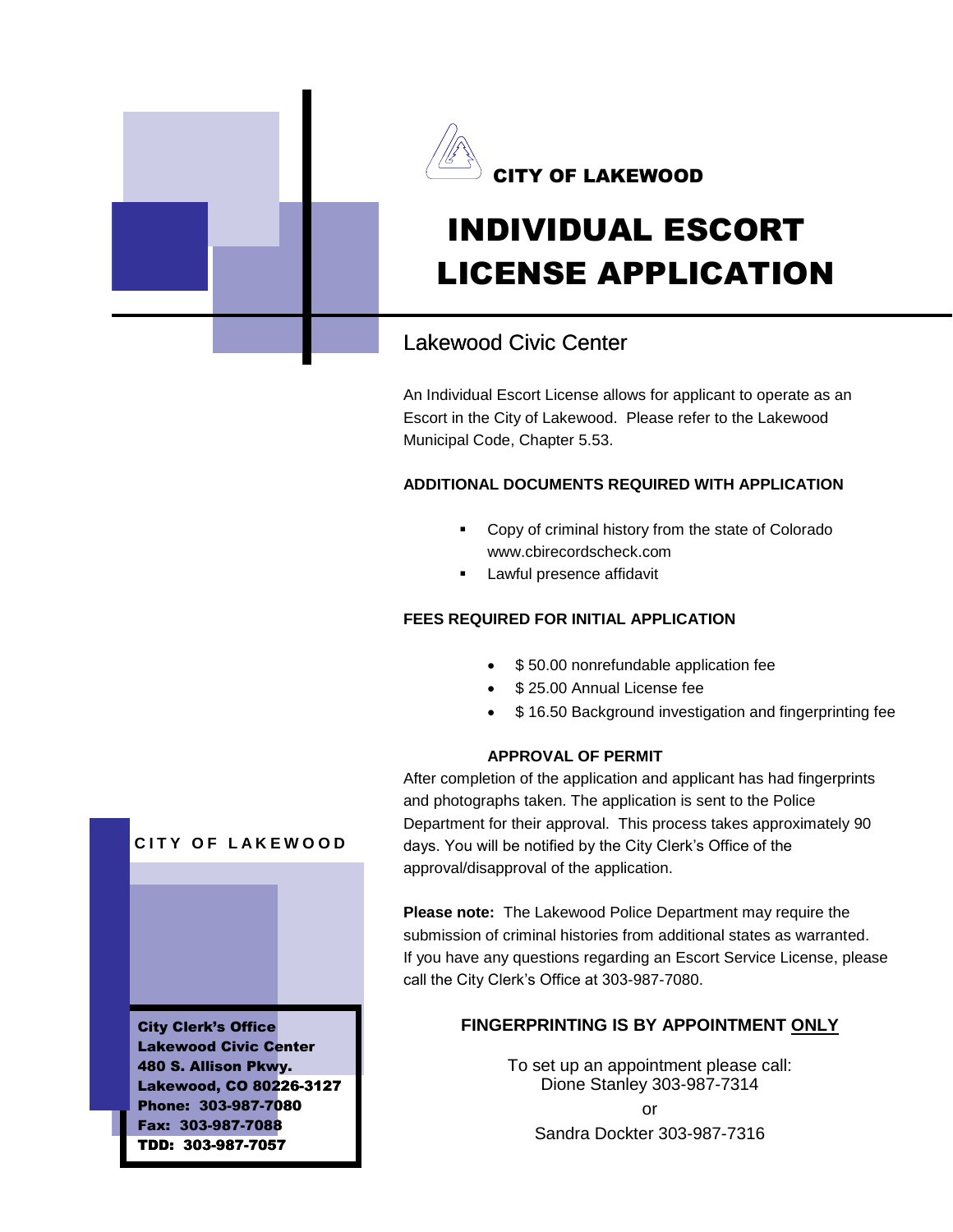CITY OF LAKEWOOD

# INDIVIDUAL ESCORT LICENSE APPLICATION

## Lakewood Civic Center

An Individual Escort License allows for applicant to operate as an Escort in the City of Lakewood. Please refer to the Lakewood Municipal Code, Chapter 5.53.

**ADDITIONAL DOCUMENTS REQUIRED WITH APPLICATION**

- Copy of criminal history from the state of Colorado www.cbirecordscheck.com
- Lawful presence affidavit

**FEES REQUIRED FOR INITIAL APPLICATION**

- $ 50.00 nonrefundable application fee
- $ 25.00 Annual License fee
- $ 16.50 Background investigation and fingerprinting fee

**APPROVAL OF PERMIT**

After completion of the application and applicant has had fingerprints and photographs taken. The application is sent to the Police Department for their approval. This process takes approximately 90 days. You will be notified by the City Clerk's Office of the approval/disapproval of the application.

**Please note:** The Lakewood Police Department may require the submission of criminal histories from additional states as warranted. If you have any questions regarding an Escort Service License, please call the City Clerk's Office at 303-987-7080.

**FINGERPRINTING IS BY APPOINTMENT ONLY**

To set up an appointment please call:
Dione Stanley 303-987-7314

or

Sandra Dockter 303-987-7316

CITY OF LAKEWOOD

**City Clerk's Office**
**Lakewood Civic Center**
**480 S. Allison Pkwy.**
**Lakewood, CO 80226-3127**
**Phone: 303-987-7080**
**Fax: 303-987-7088**
**TDD: 303-987-7057**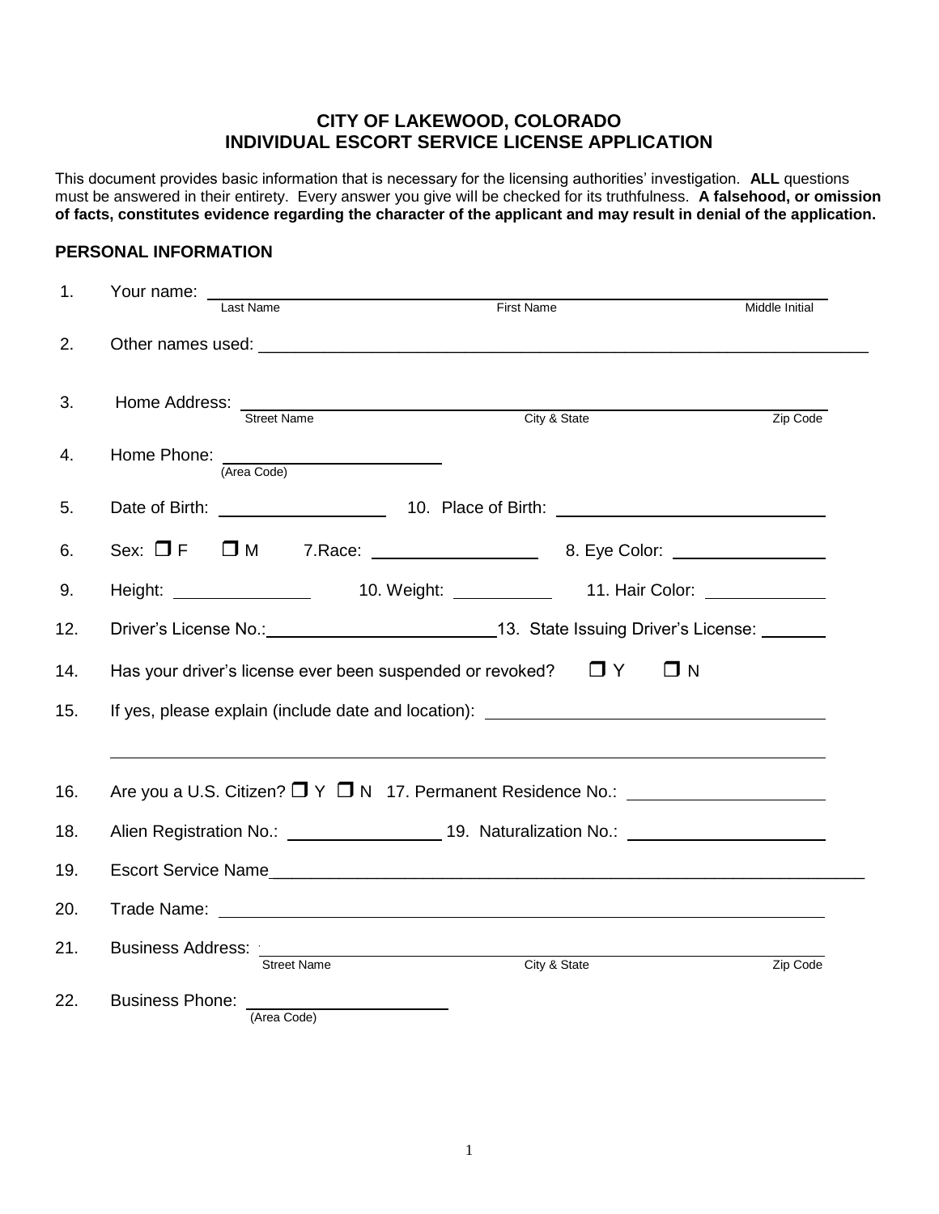# CITY OF LAKEWOOD, COLORADO
# INDIVIDUAL ESCORT SERVICE LICENSE APPLICATION

This document provides basic information that is necessary for the licensing authorities' investigation. **ALL** questions must be answered in their entirety. Every answer you give will be checked for its truthfulness. **A falsehood, or omission of facts, constitutes evidence regarding the character of the applicant and may result in denial of the application.**

## PERSONAL INFORMATION

1. Your name: ______________________________________________
   Last Name First Name Middle Initial

2. Other names used: ______________________________________________

3. Home Address: ______________________________________________
   Street Name City & State Zip Code

4. Home Phone: ____________________
   (Area Code)

5. Date of Birth: ______________ 10. Place of Birth: ______________________

6. Sex: ☐ F ☐ M 7.Race: ______________ 8. Eye Color: ______________

9. Height: ____________ 10. Weight: __________ 11. Hair Color: __________

12. Driver's License No.:____________________13. State Issuing Driver's License: ______

14. Has your driver's license ever been suspended or revoked? ☐ Y ☐ N

15. If yes, please explain (include date and location): ______________________________

    ______________________________________________

16. Are you a U.S. Citizen? ☐ Y ☐ N 17. Permanent Residence No.: ________________

18. Alien Registration No.: ______________ 19. Naturalization No.: ________________

19. Escort Service Name______________________________________________

20. Trade Name: ______________________________________________

21. Business Address: ______________________________________________
    Street Name City & State Zip Code

22. Business Phone: ____________________
    (Area Code)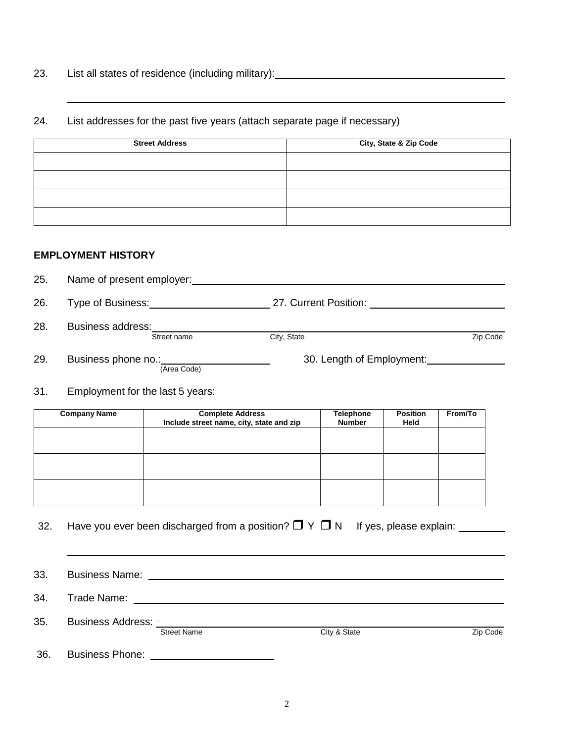23. List all states of residence (including military): ______________________________

______________________________________________________________________

24. List addresses for the past five years (attach separate page if necessary)

| Street Address | City, State & Zip Code |
|---|---|
| | |
| | |
| | |
| | |

## EMPLOYMENT HISTORY

25. Name of present employer: ______________________________

26. Type of Business: ____________________ 27. Current Position: ____________________

28. Business address: ______________________________
Street name  City, State  Zip Code

29. Business phone no.: ____________________ 30. Length of Employment: ______________
(Area Code)

31. Employment for the last 5 years:

| Company Name | Complete Address Include street name, city, state and zip | Telephone Number | Position Held | From/To |
|---|---|---|---|---|
| | | | | |
| | | | | |
| | | | | |

32. Have you ever been discharged from a position? ❐ Y ❐ N If yes, please explain: ________

______________________________________________________________________

33. Business Name: ______________________________

34. Trade Name: ______________________________

35. Business Address: ______________________________
Street Name  City & State  Zip Code

36. Business Phone: ____________________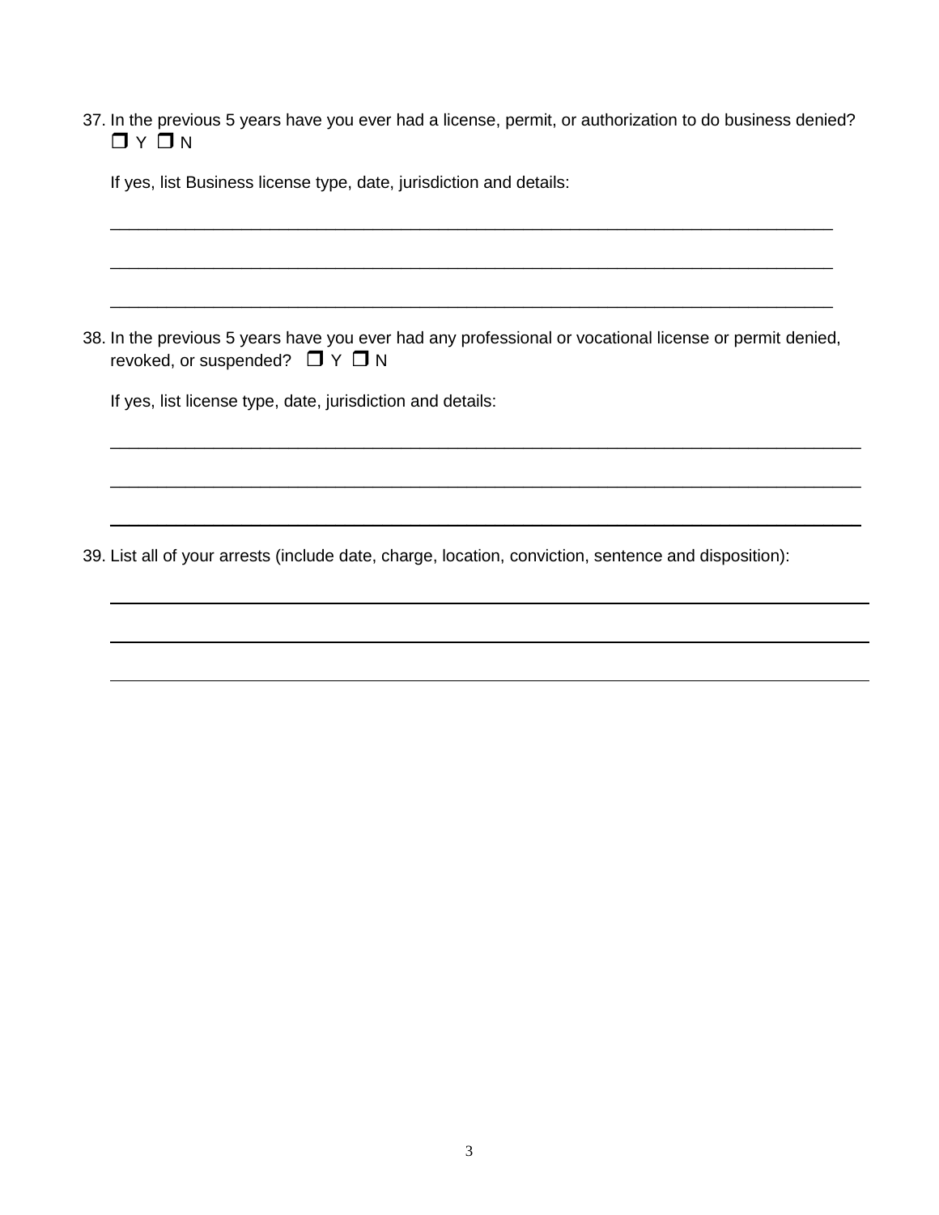37. In the previous 5 years have you ever had a license, permit, or authorization to do business denied?
    ❒ Y ❒ N

    If yes, list Business license type, date, jurisdiction and details:

    ________________________________________________________________________________

    ________________________________________________________________________________

    ________________________________________________________________________________

38. In the previous 5 years have you ever had any professional or vocational license or permit denied, revoked, or suspended? ❒ Y ❒ N

    If yes, list license type, date, jurisdiction and details:

    ________________________________________________________________________________

    ________________________________________________________________________________

    ________________________________________________________________________________

39. List all of your arrests (include date, charge, location, conviction, sentence and disposition):

    ________________________________________________________________________________

    ________________________________________________________________________________

    ________________________________________________________________________________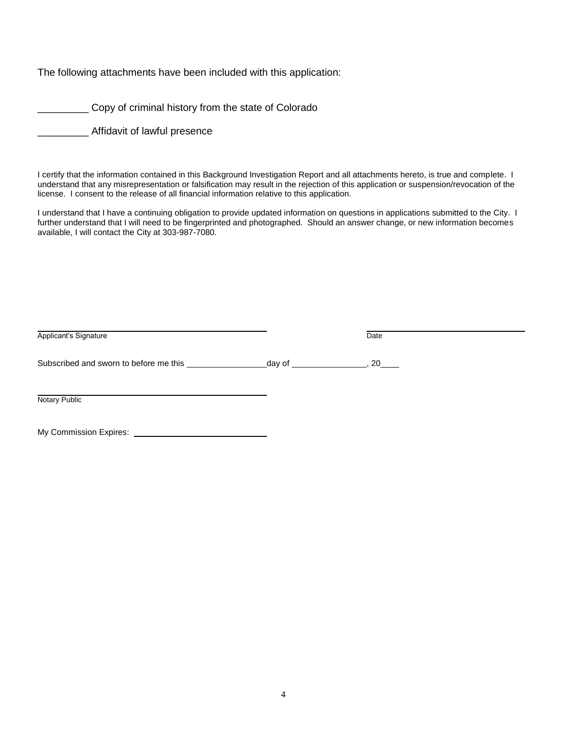The following attachments have been included with this application:

_________ Copy of criminal history from the state of Colorado

_________ Affidavit of lawful presence

I certify that the information contained in this Background Investigation Report and all attachments hereto, is true and complete. I understand that any misrepresentation or falsification may result in the rejection of this application or suspension/revocation of the license. I consent to the release of all financial information relative to this application.

I understand that I have a continuing obligation to provide updated information on questions in applications submitted to the City. I further understand that I will need to be fingerprinted and photographed. Should an answer change, or new information becomes available, I will contact the City at 303-987-7080.

_______________________________________ _______________________________
Applicant's Signature Date

Subscribed and sworn to before me this _________________day of ________________, 20____

_______________________________________
Notary Public

My Commission Expires: ____________________________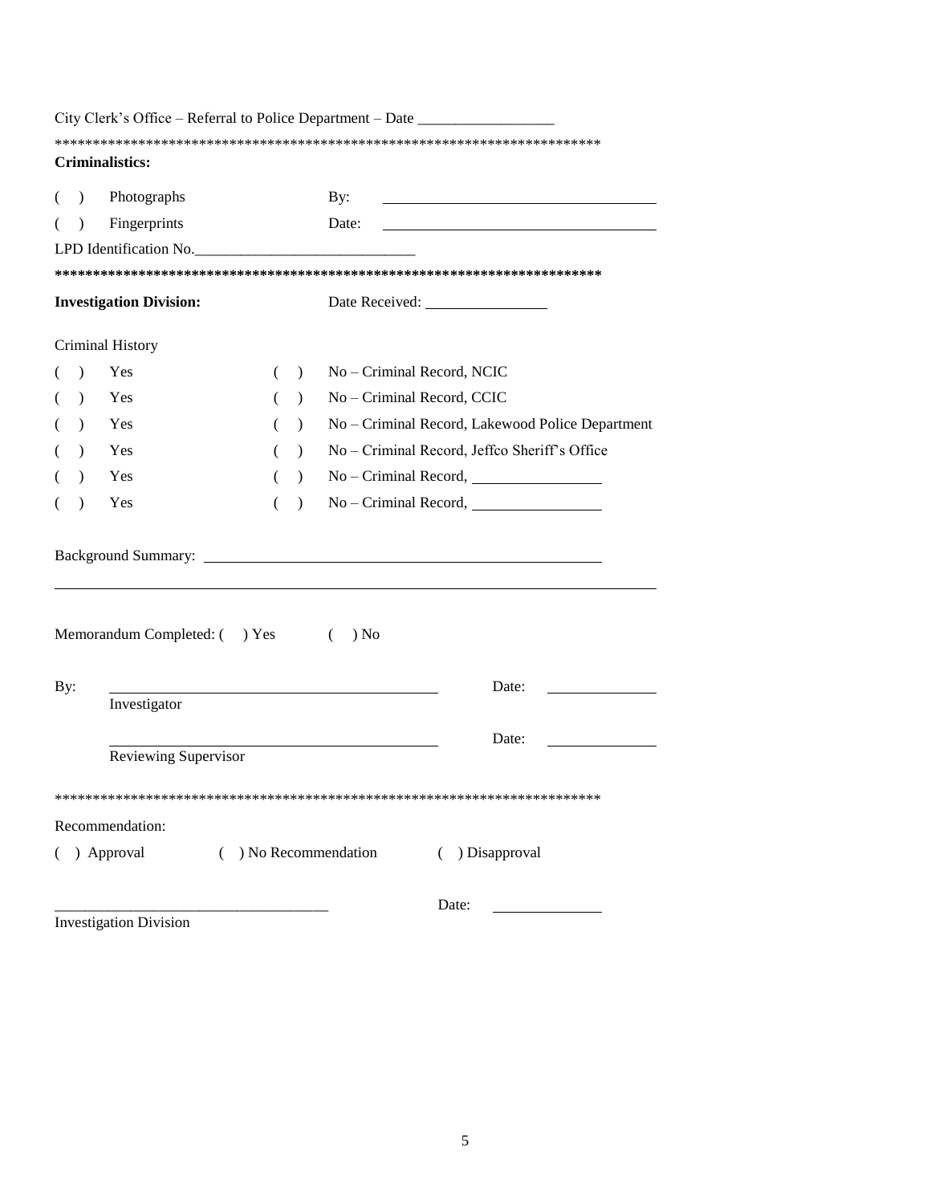City Clerk's Office – Referral to Police Department – Date _________________

***************************************************************************

**Criminalistics:**

( ) Photographs &nbsp;&nbsp;&nbsp;&nbsp; By: ___________________________________

( ) Fingerprints &nbsp;&nbsp;&nbsp;&nbsp; Date: ___________________________________

LPD Identification No.____________________________

***************************************************************************

**Investigation Division:** &nbsp;&nbsp;&nbsp;&nbsp; Date Received: ________________

Criminal History

| | | | |
|---|---|---|---|
| ( ) | Yes | ( ) | No – Criminal Record, NCIC |
| ( ) | Yes | ( ) | No – Criminal Record, CCIC |
| ( ) | Yes | ( ) | No – Criminal Record, Lakewood Police Department |
| ( ) | Yes | ( ) | No – Criminal Record, Jeffco Sheriff's Office |
| ( ) | Yes | ( ) | No – Criminal Record, _________________ |
| ( ) | Yes | ( ) | No – Criminal Record, _________________ |

Background Summary: ________________________________________________

_____________________________________________________________________

Memorandum Completed: ( ) Yes &nbsp;&nbsp;&nbsp;&nbsp; ( ) No

By: ___________________________________________ &nbsp;&nbsp;&nbsp;&nbsp; Date: ______________
Investigator

___________________________________________ &nbsp;&nbsp;&nbsp;&nbsp; Date: ______________
Reviewing Supervisor

***************************************************************************

Recommendation:

( ) Approval &nbsp;&nbsp;&nbsp;&nbsp; ( ) No Recommendation &nbsp;&nbsp;&nbsp;&nbsp; ( ) Disapproval

___________________________________ &nbsp;&nbsp;&nbsp;&nbsp; Date: ______________
Investigation Division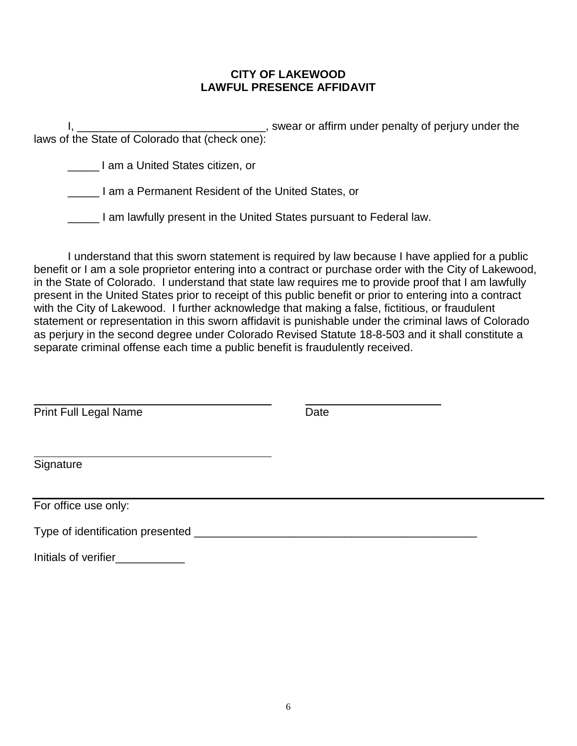**CITY OF LAKEWOOD**
**LAWFUL PRESENCE AFFIDAVIT**

I, ______________________________, swear or affirm under penalty of perjury under the laws of the State of Colorado that (check one):

_____ I am a United States citizen, or

_____ I am a Permanent Resident of the United States, or

_____ I am lawfully present in the United States pursuant to Federal law.

I understand that this sworn statement is required by law because I have applied for a public benefit or I am a sole proprietor entering into a contract or purchase order with the City of Lakewood, in the State of Colorado. I understand that state law requires me to provide proof that I am lawfully present in the United States prior to receipt of this public benefit or prior to entering into a contract with the City of Lakewood. I further acknowledge that making a false, fictitious, or fraudulent statement or representation in this sworn affidavit is punishable under the criminal laws of Colorado as perjury in the second degree under Colorado Revised Statute 18-8-503 and it shall constitute a separate criminal offense each time a public benefit is fraudulently received.

_______________________________________ ______________________
Print Full Legal Name Date

_______________________________________
Signature

---

For office use only:

Type of identification presented ______________________________________________

Initials of verifier___________